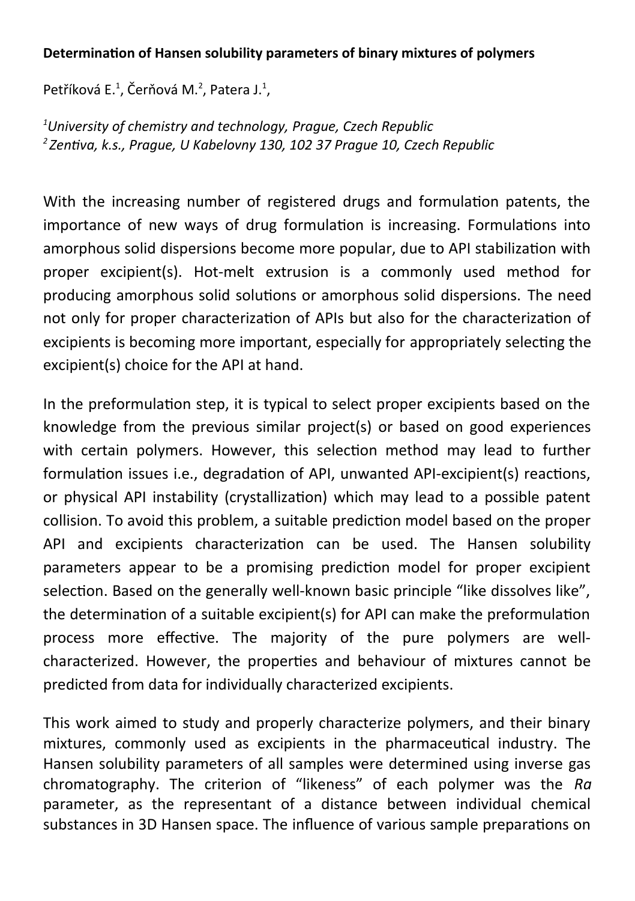**Determination of Hansen solubility parameters of binary mixtures of polymers**

Petříková E.[1], Čerňová M.[2], Patera J.[1],

*[1]University of chemistry and technology, Prague, Czech Republic*
*[2]Zentiva, k.s., Prague, U Kabelovny 130, 102 37 Prague 10, Czech Republic*

With the increasing number of registered drugs and formulation patents, the importance of new ways of drug formulation is increasing. Formulations into amorphous solid dispersions become more popular, due to API stabilization with proper excipient(s). Hot-melt extrusion is a commonly used method for producing amorphous solid solutions or amorphous solid dispersions. The need not only for proper characterization of APIs but also for the characterization of excipients is becoming more important, especially for appropriately selecting the excipient(s) choice for the API at hand.

In the preformulation step, it is typical to select proper excipients based on the knowledge from the previous similar project(s) or based on good experiences with certain polymers. However, this selection method may lead to further formulation issues i.e., degradation of API, unwanted API-excipient(s) reactions, or physical API instability (crystallization) which may lead to a possible patent collision. To avoid this problem, a suitable prediction model based on the proper API and excipients characterization can be used. The Hansen solubility parameters appear to be a promising prediction model for proper excipient selection. Based on the generally well-known basic principle "like dissolves like", the determination of a suitable excipient(s) for API can make the preformulation process more effective. The majority of the pure polymers are well-characterized. However, the properties and behaviour of mixtures cannot be predicted from data for individually characterized excipients.

This work aimed to study and properly characterize polymers, and their binary mixtures, commonly used as excipients in the pharmaceutical industry. The Hansen solubility parameters of all samples were determined using inverse gas chromatography. The criterion of "likeness" of each polymer was the *Ra* parameter, as the representant of a distance between individual chemical substances in 3D Hansen space. The influence of various sample preparations on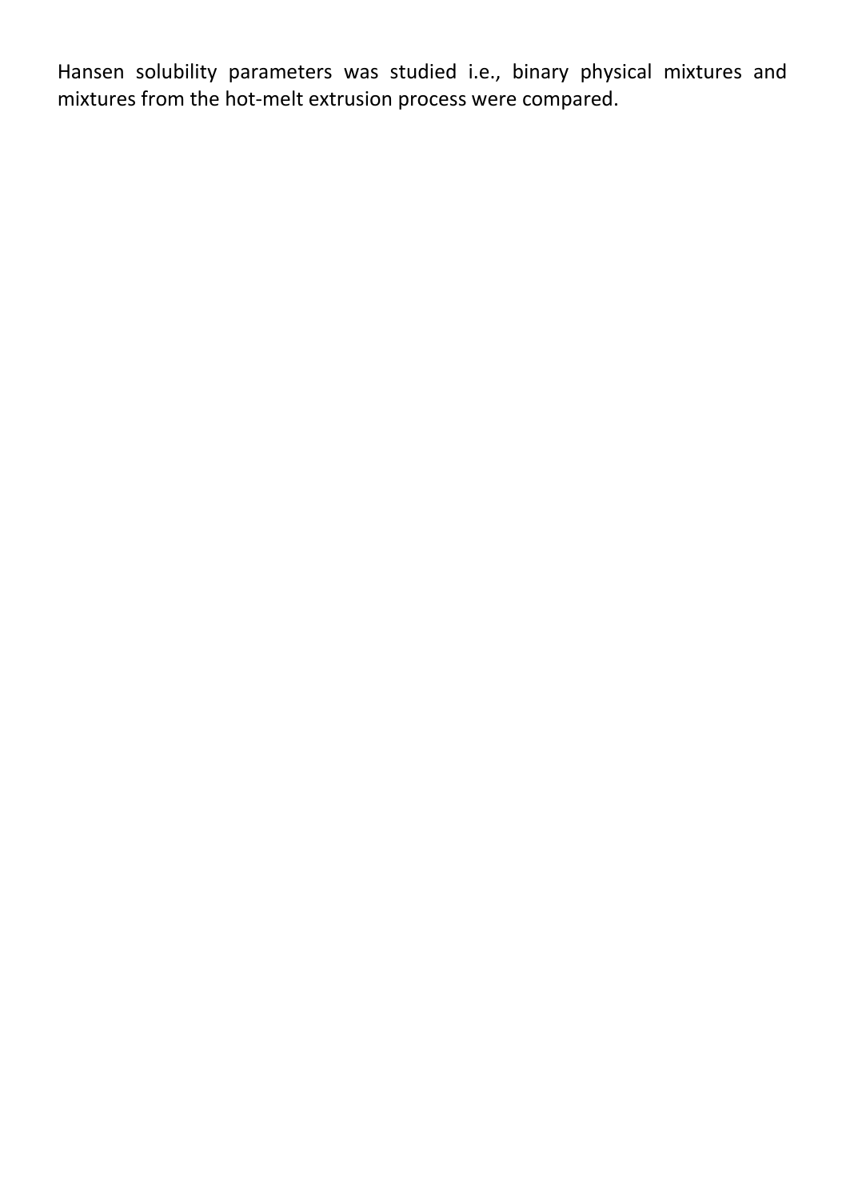Hansen solubility parameters was studied i.e., binary physical mixtures and mixtures from the hot-melt extrusion process were compared.